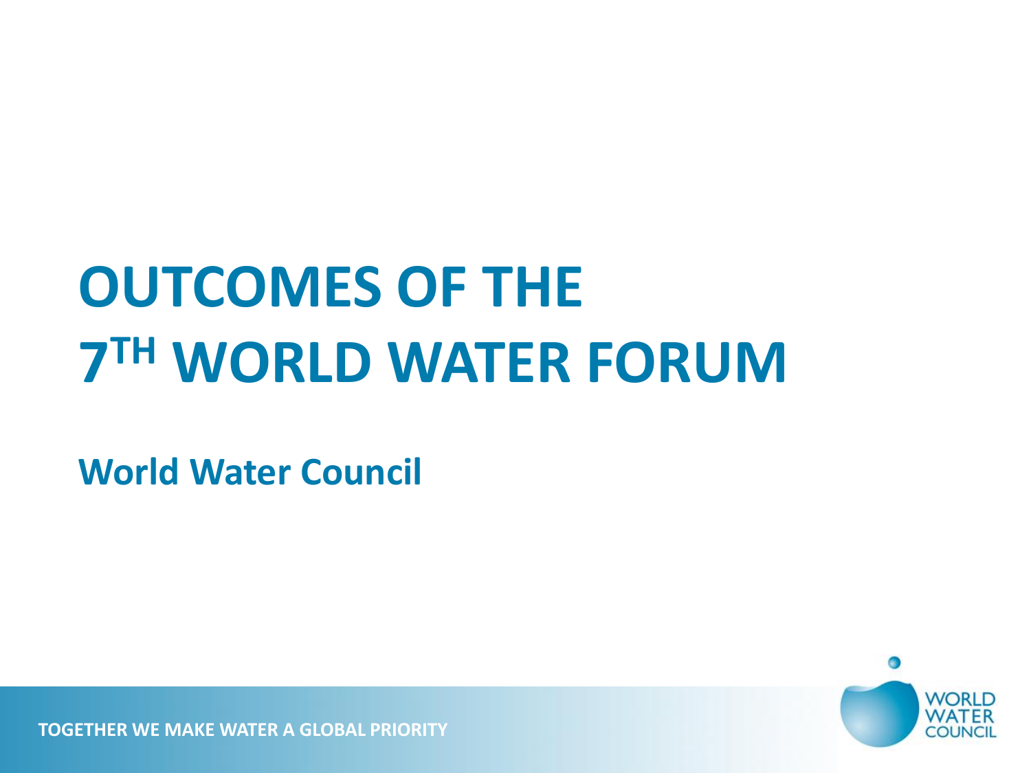# OUTCOMES OF THE 7TH WORLD WATER FORUM

**World Water Council**

TOGETHER WE MAKE WATER A GLOBAL PRIORITY

WORLD WATER COUNCIL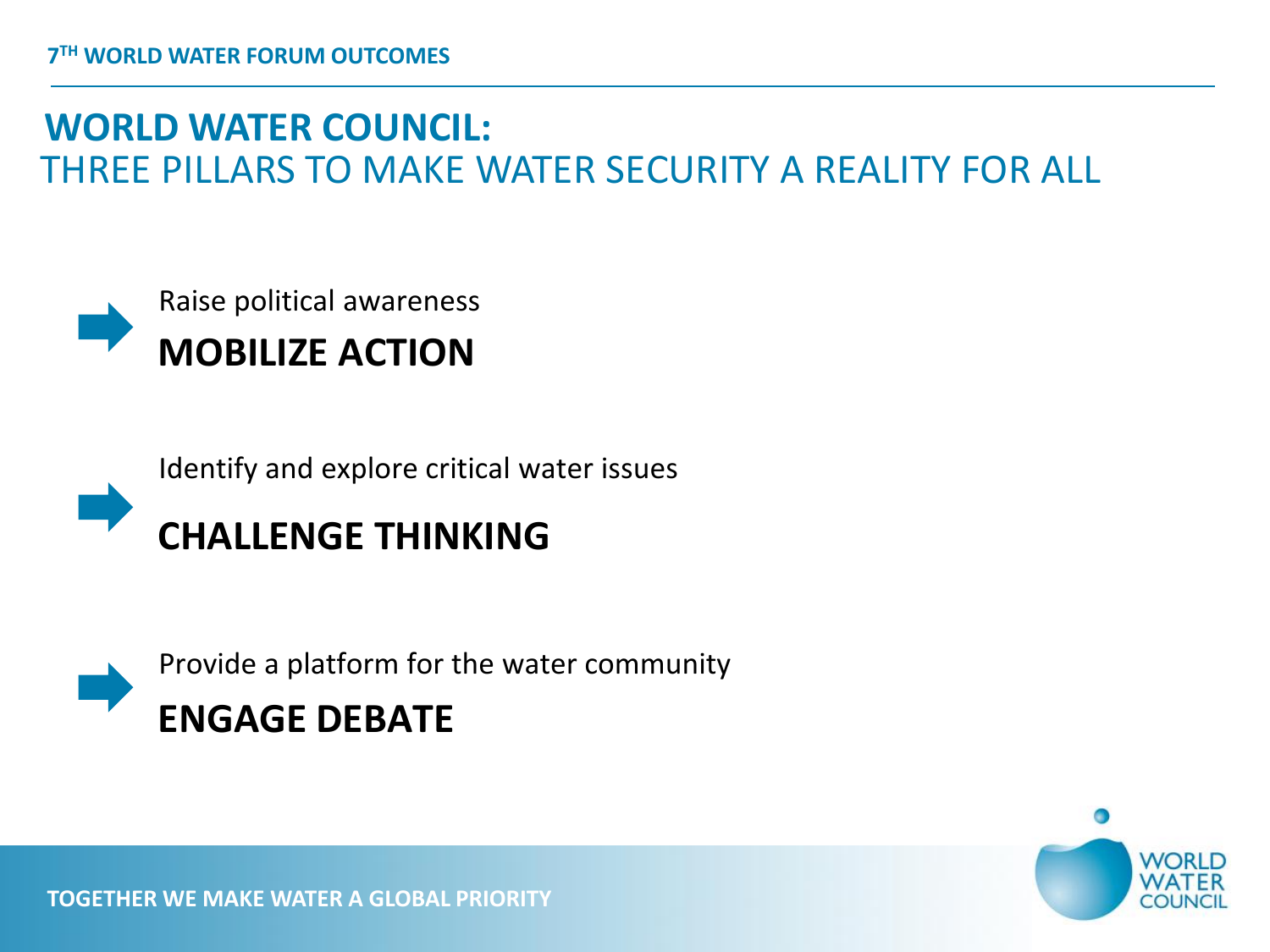# WORLD WATER COUNCIL:

## THREE PILLARS TO MAKE WATER SECURITY A REALITY FOR ALL

Raise political awareness

**MOBILIZE ACTION**

Identify and explore critical water issues

**CHALLENGE THINKING**

Provide a platform for the water community

**ENGAGE DEBATE**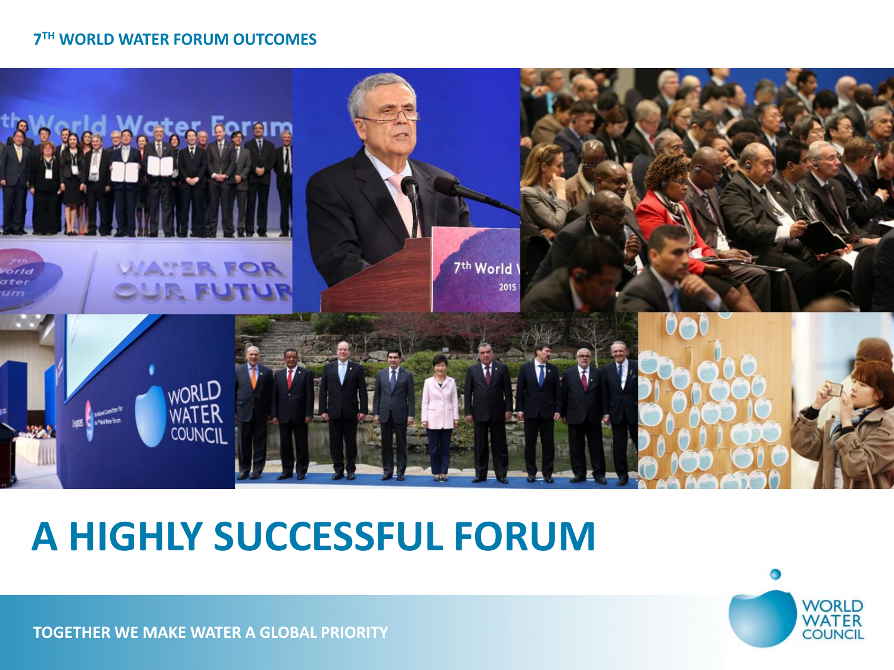7[TH] WORLD WATER FORUM OUTCOMES

# A HIGHLY SUCCESSFUL FORUM

TOGETHER WE MAKE WATER A GLOBAL PRIORITY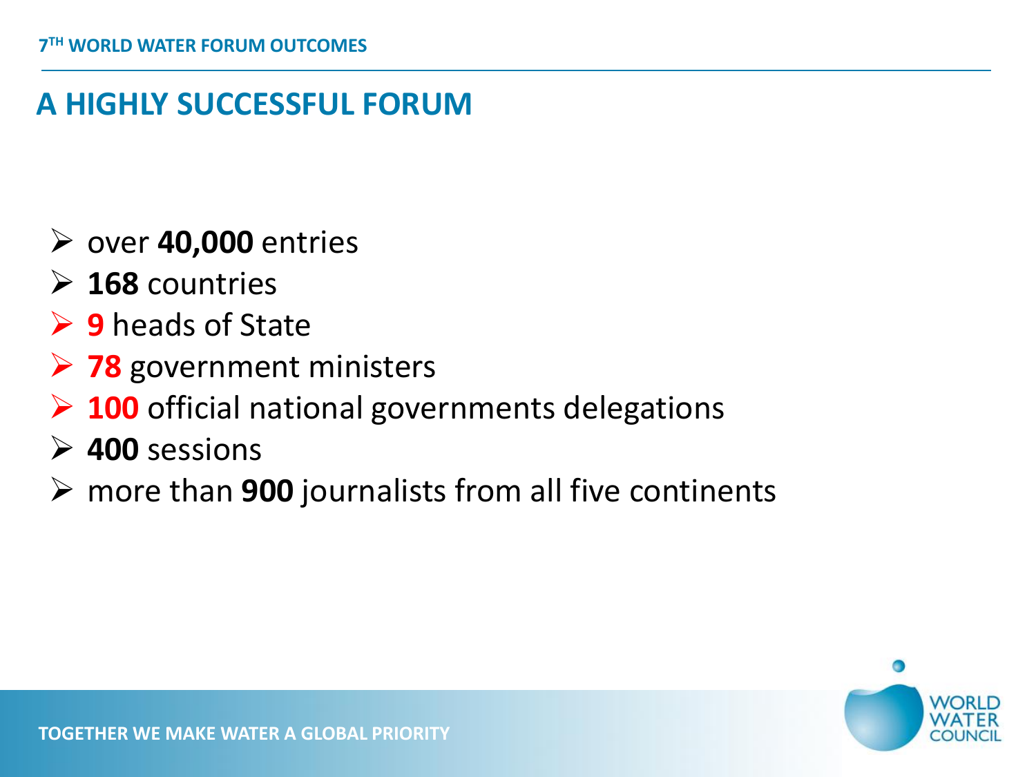# A HIGHLY SUCCESSFUL FORUM

- over **40,000** entries
- **168** countries
- **9** heads of State
- **78** government ministers
- **100** official national governments delegations
- **400** sessions
- more than **900** journalists from all five continents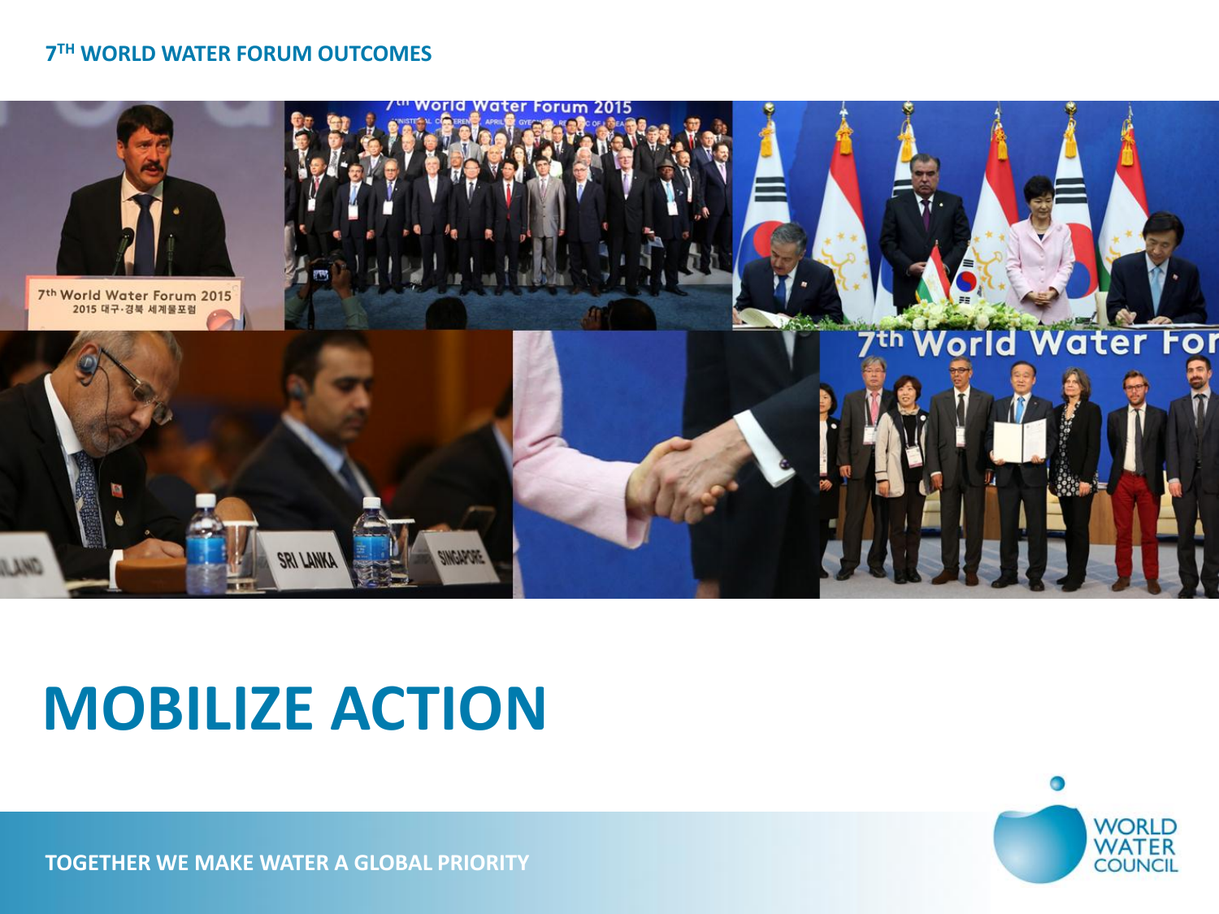7[TH] WORLD WATER FORUM OUTCOMES

# MOBILIZE ACTION

TOGETHER WE MAKE WATER A GLOBAL PRIORITY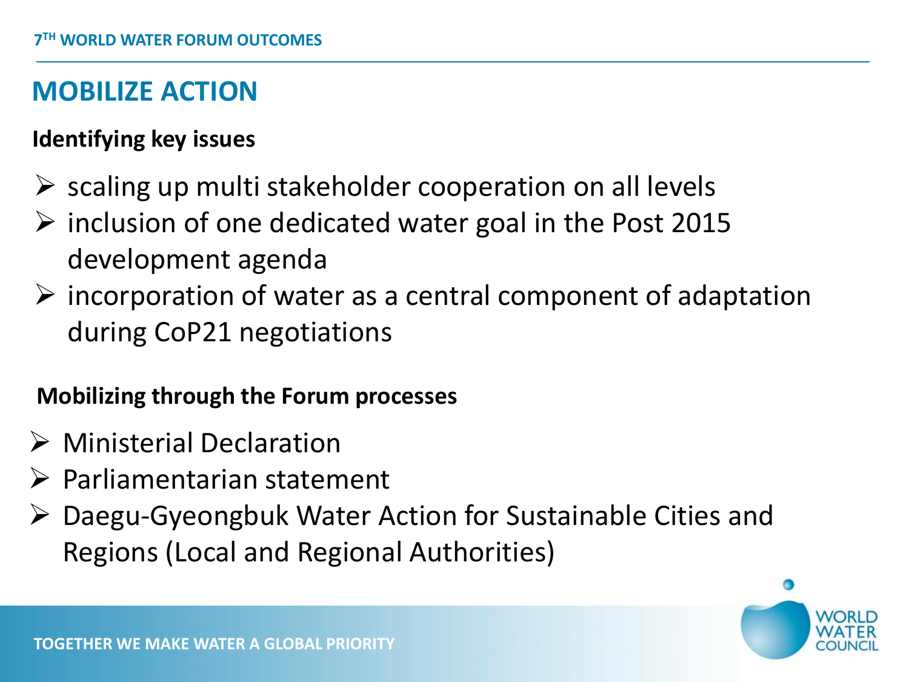## MOBILIZE ACTION

**Identifying key issues**

- scaling up multi stakeholder cooperation on all levels
- inclusion of one dedicated water goal in the Post 2015 development agenda
- incorporation of water as a central component of adaptation during CoP21 negotiations

**Mobilizing through the Forum processes**

- Ministerial Declaration
- Parliamentarian statement
- Daegu-Gyeongbuk Water Action for Sustainable Cities and Regions (Local and Regional Authorities)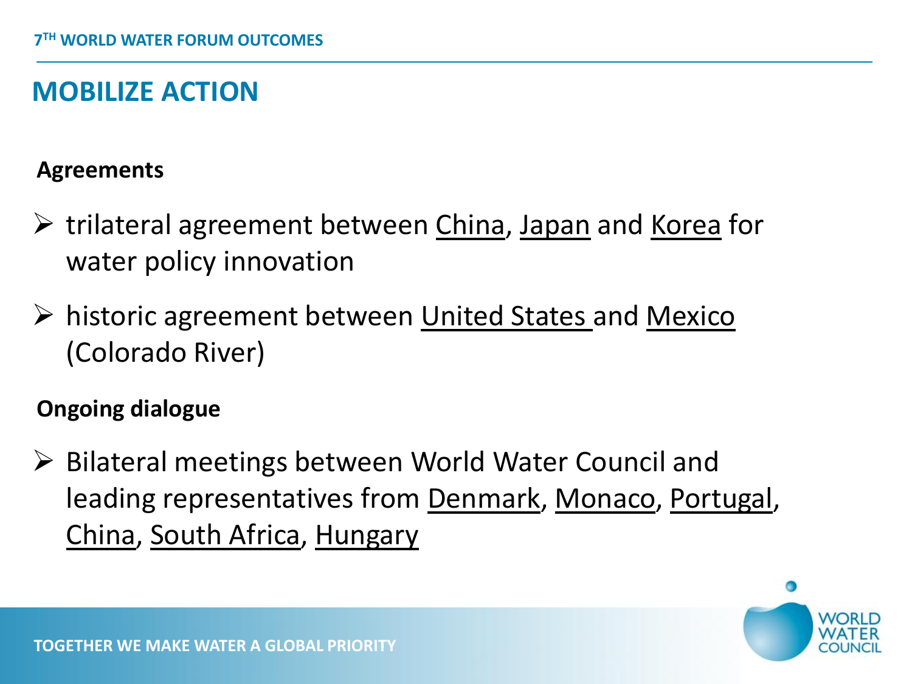## MOBILIZE ACTION

**Agreements**

- trilateral agreement between China, Japan and Korea for water policy innovation
- historic agreement between United States and Mexico (Colorado River)

**Ongoing dialogue**

- Bilateral meetings between World Water Council and leading representatives from Denmark, Monaco, Portugal, China, South Africa, Hungary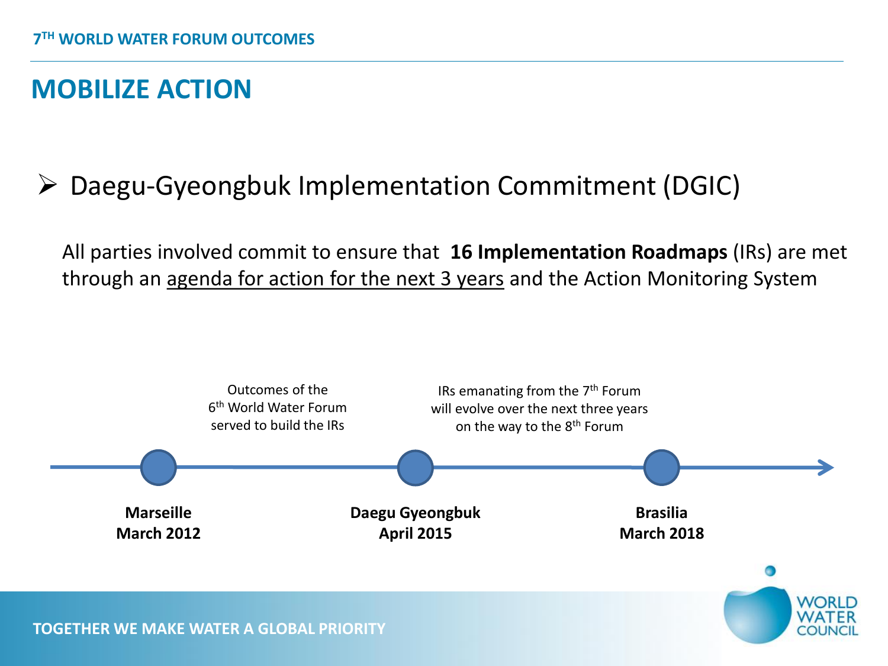## MOBILIZE ACTION

- Daegu-Gyeongbuk Implementation Commitment (DGIC)

All parties involved commit to ensure that **16 Implementation Roadmaps** (IRs) are met through an agenda for action for the next 3 years and the Action Monitoring System

Outcomes of the 6th World Water Forum served to build the IRs

IRs emanating from the 7th Forum will evolve over the next three years on the way to the 8th Forum

**Marseille March 2012**

**Daegu Gyeongbuk April 2015**

**Brasilia March 2018**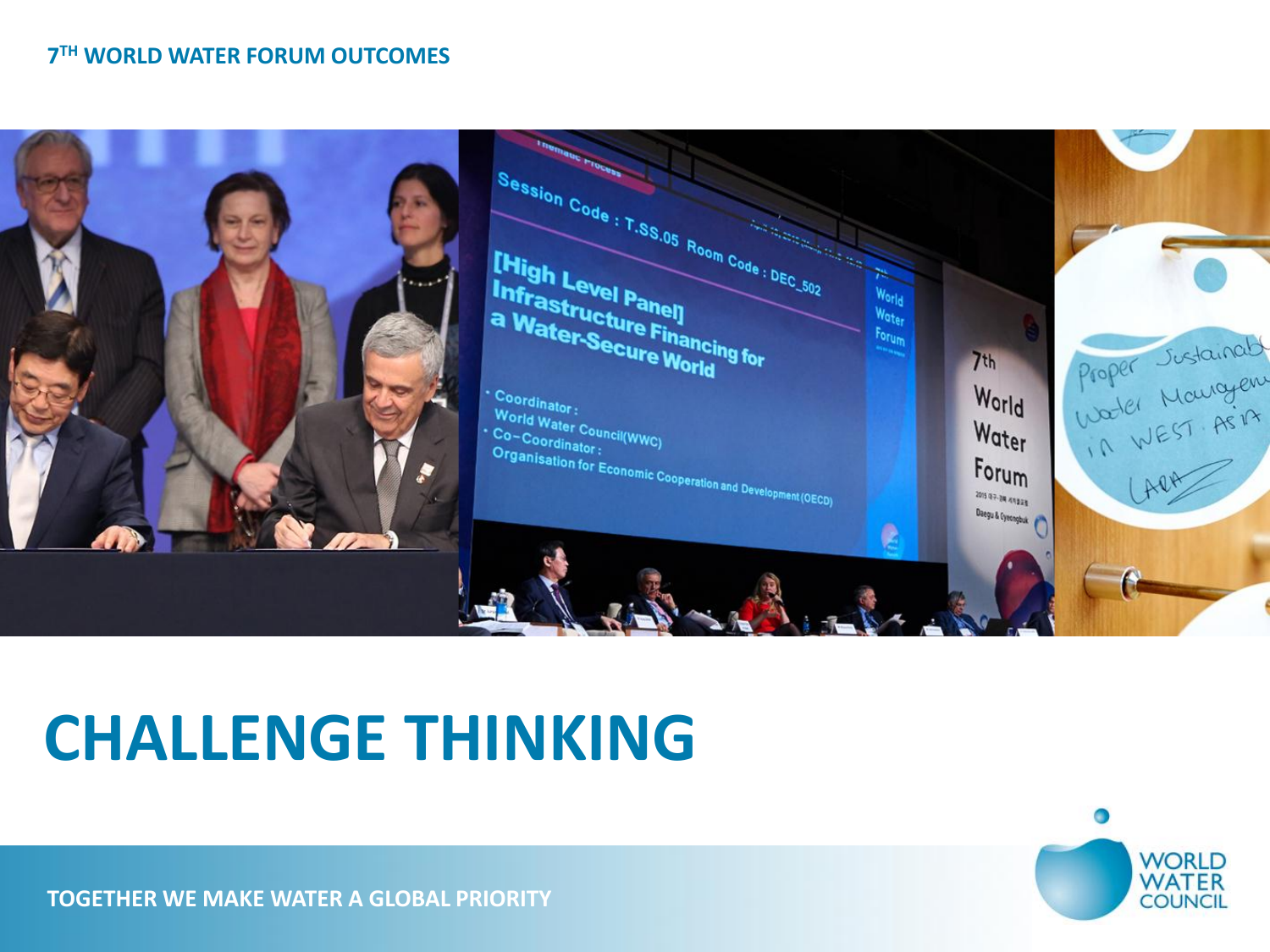7[TH] WORLD WATER FORUM OUTCOMES

# CHALLENGE THINKING

TOGETHER WE MAKE WATER A GLOBAL PRIORITY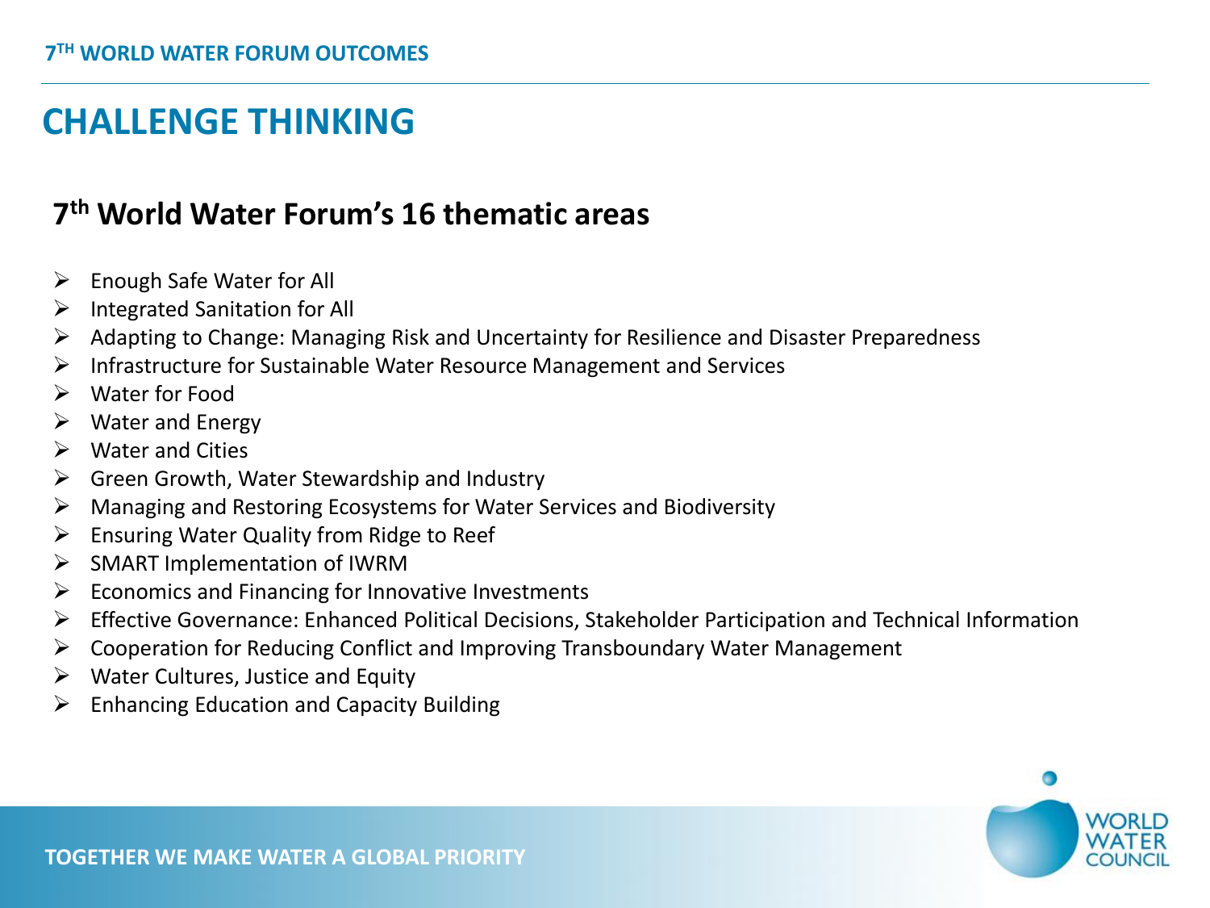# CHALLENGE THINKING

## 7th World Water Forum's 16 thematic areas

- Enough Safe Water for All
- Integrated Sanitation for All
- Adapting to Change: Managing Risk and Uncertainty for Resilience and Disaster Preparedness
- Infrastructure for Sustainable Water Resource Management and Services
- Water for Food
- Water and Energy
- Water and Cities
- Green Growth, Water Stewardship and Industry
- Managing and Restoring Ecosystems for Water Services and Biodiversity
- Ensuring Water Quality from Ridge to Reef
- SMART Implementation of IWRM
- Economics and Financing for Innovative Investments
- Effective Governance: Enhanced Political Decisions, Stakeholder Participation and Technical Information
- Cooperation for Reducing Conflict and Improving Transboundary Water Management
- Water Cultures, Justice and Equity
- Enhancing Education and Capacity Building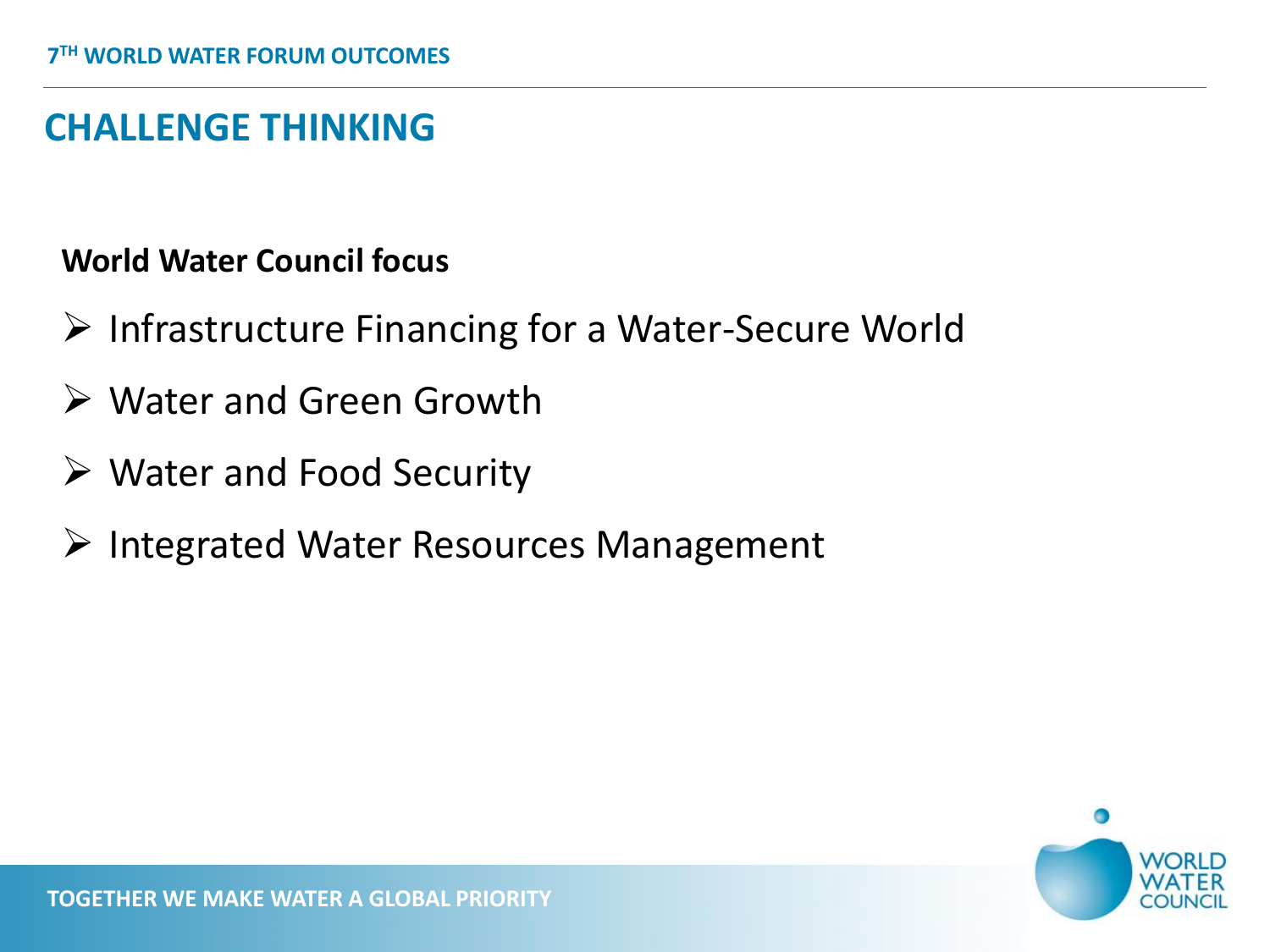## CHALLENGE THINKING

**World Water Council focus**

- Infrastructure Financing for a Water-Secure World
- Water and Green Growth
- Water and Food Security
- Integrated Water Resources Management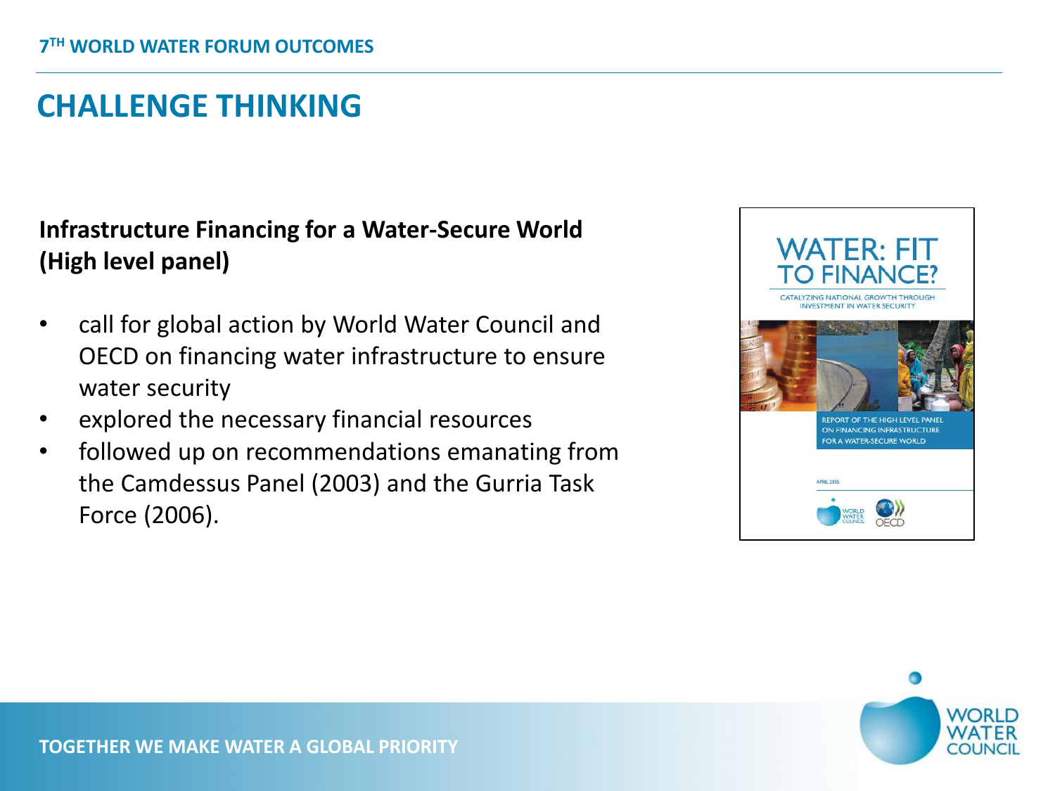## CHALLENGE THINKING

**Infrastructure Financing for a Water-Secure World (High level panel)**

- call for global action by World Water Council and OECD on financing water infrastructure to ensure water security
- explored the necessary financial resources
- followed up on recommendations emanating from the Camdessus Panel (2003) and the Gurria Task Force (2006).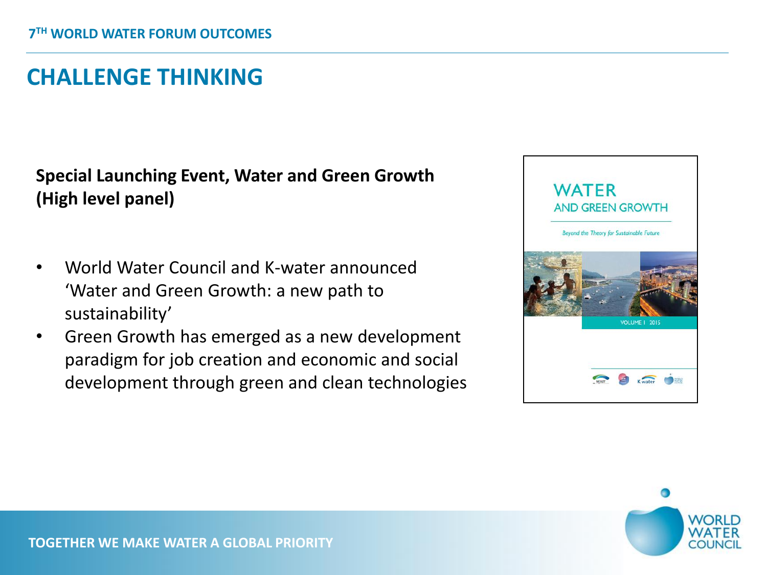# CHALLENGE THINKING

**Special Launching Event, Water and Green Growth (High level panel)**

- World Water Council and K-water announced 'Water and Green Growth: a new path to sustainability'
- Green Growth has emerged as a new development paradigm for job creation and economic and social development through green and clean technologies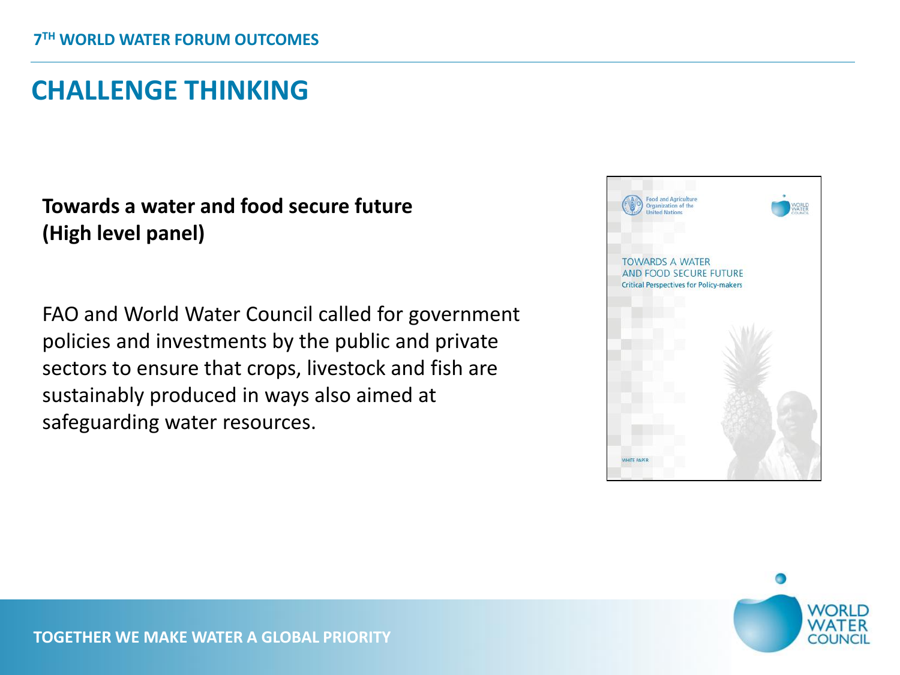# CHALLENGE THINKING

**Towards a water and food secure future (High level panel)**

FAO and World Water Council called for government policies and investments by the public and private sectors to ensure that crops, livestock and fish are sustainably produced in ways also aimed at safeguarding water resources.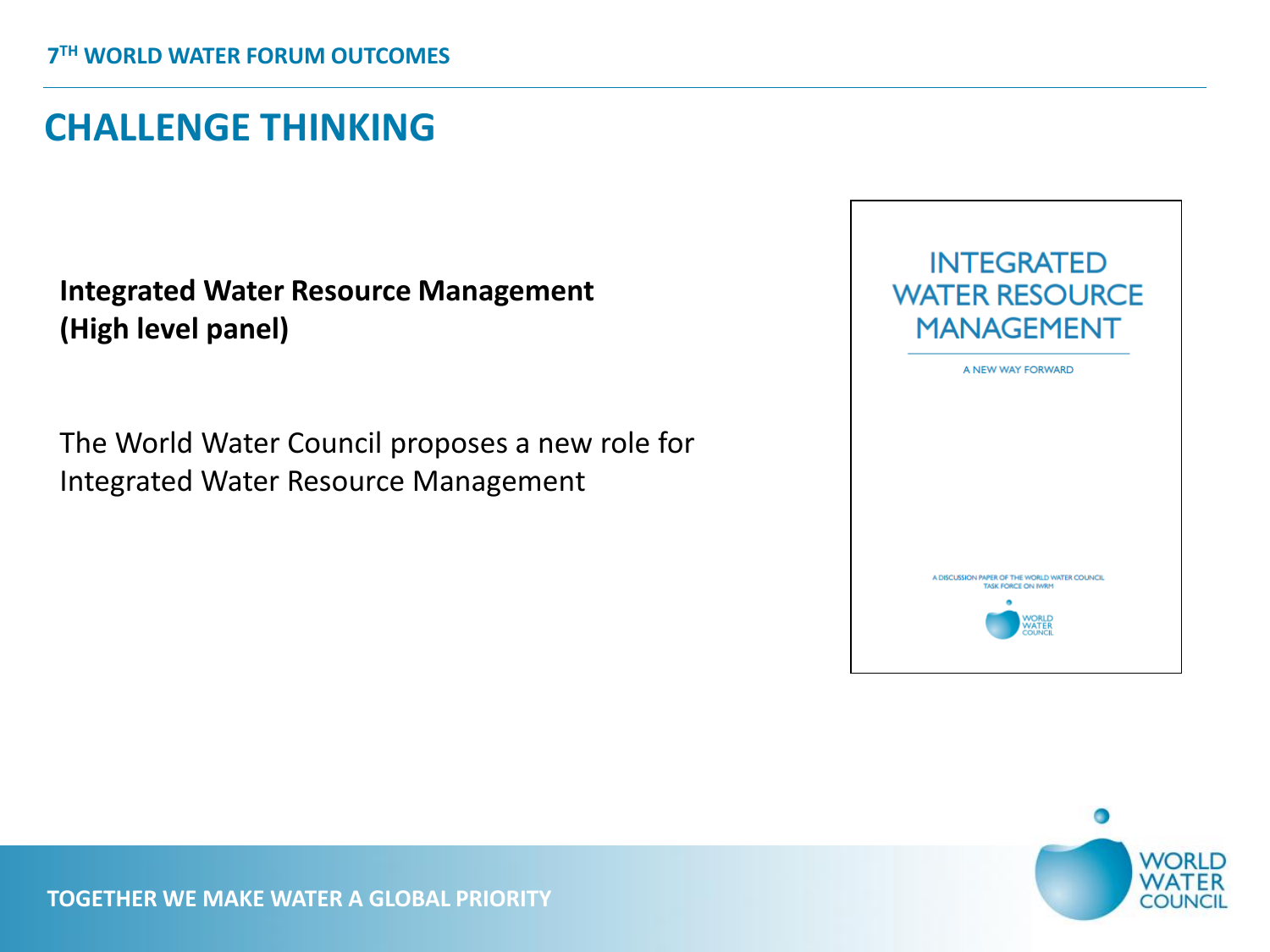## CHALLENGE THINKING

**Integrated Water Resource Management (High level panel)**

The World Water Council proposes a new role for Integrated Water Resource Management

INTEGRATED WATER RESOURCE MANAGEMENT

A NEW WAY FORWARD

A DISCUSSION PAPER OF THE WORLD WATER COUNCIL TASK FORCE ON IWRM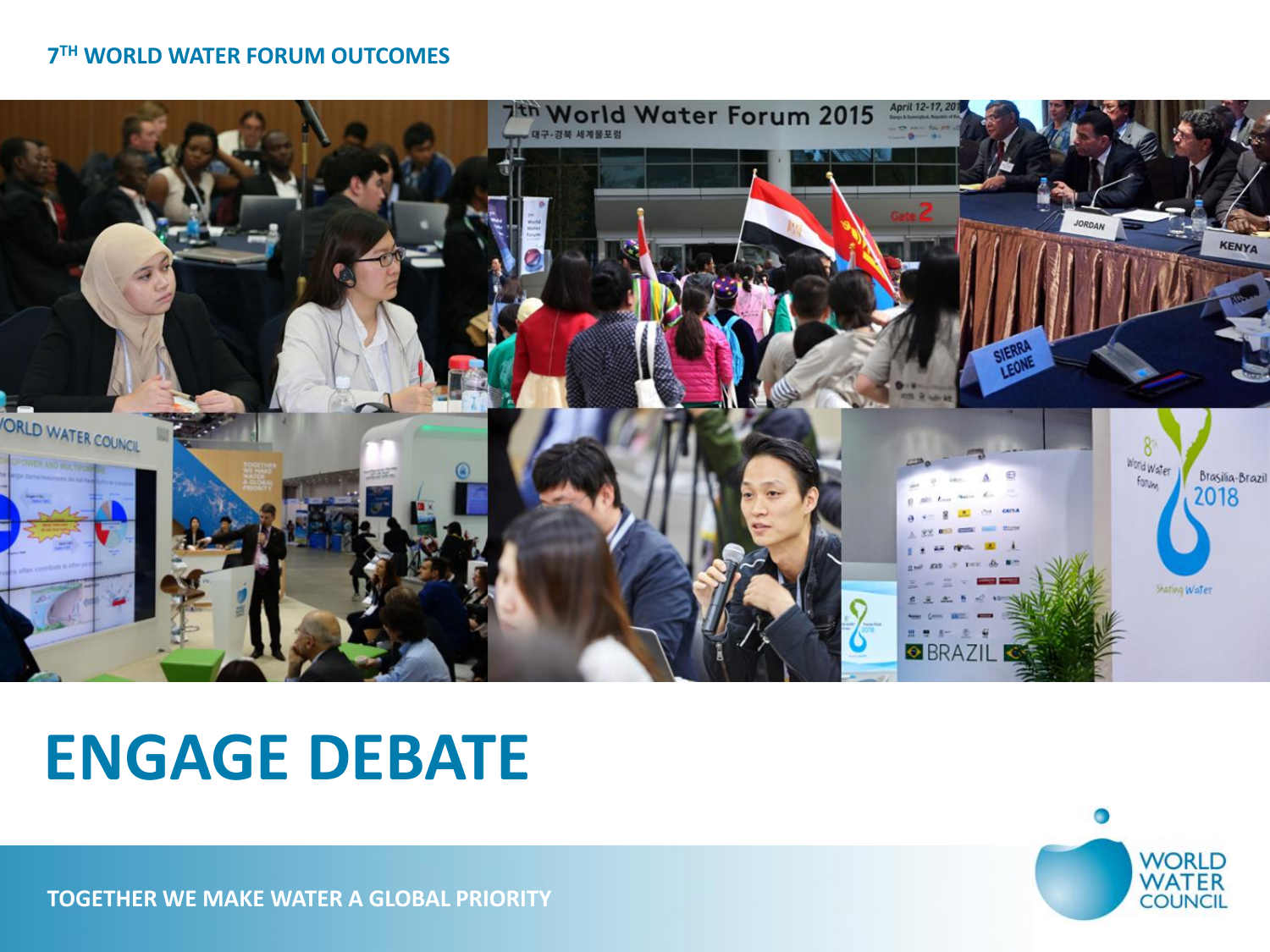7TH WORLD WATER FORUM OUTCOMES

# ENGAGE DEBATE

TOGETHER WE MAKE WATER A GLOBAL PRIORITY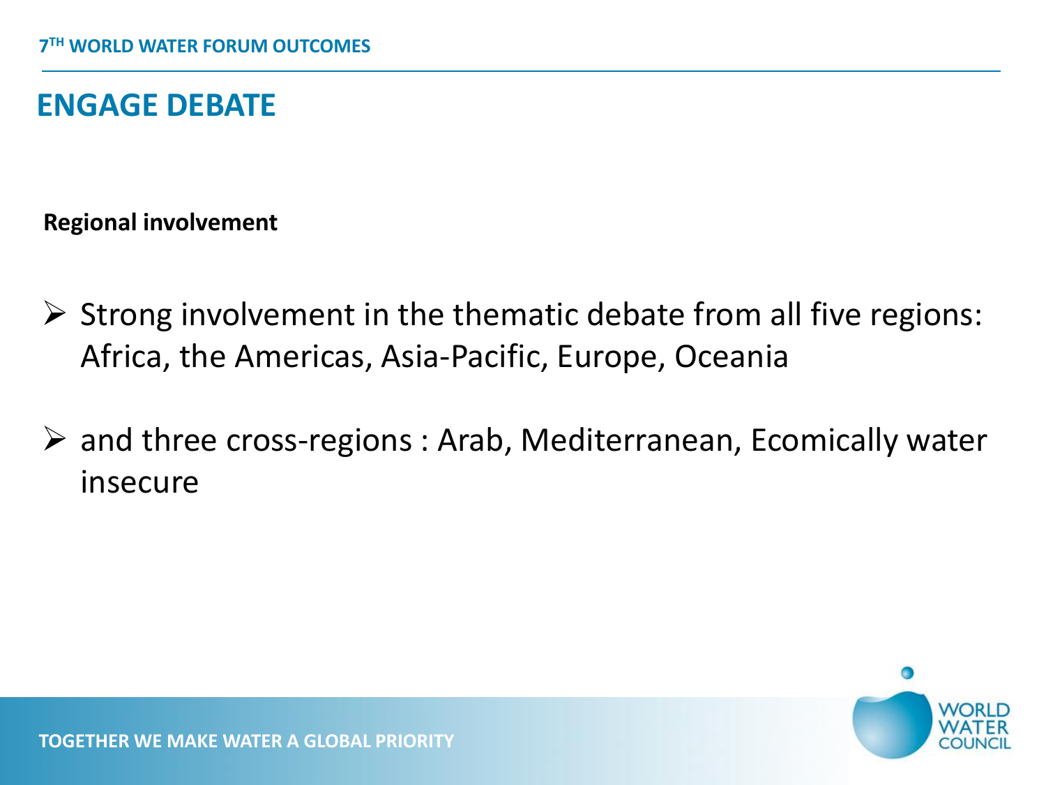## ENGAGE DEBATE

**Regional involvement**

- Strong involvement in the thematic debate from all five regions: Africa, the Americas, Asia-Pacific, Europe, Oceania
- and three cross-regions : Arab, Mediterranean, Ecomically water insecure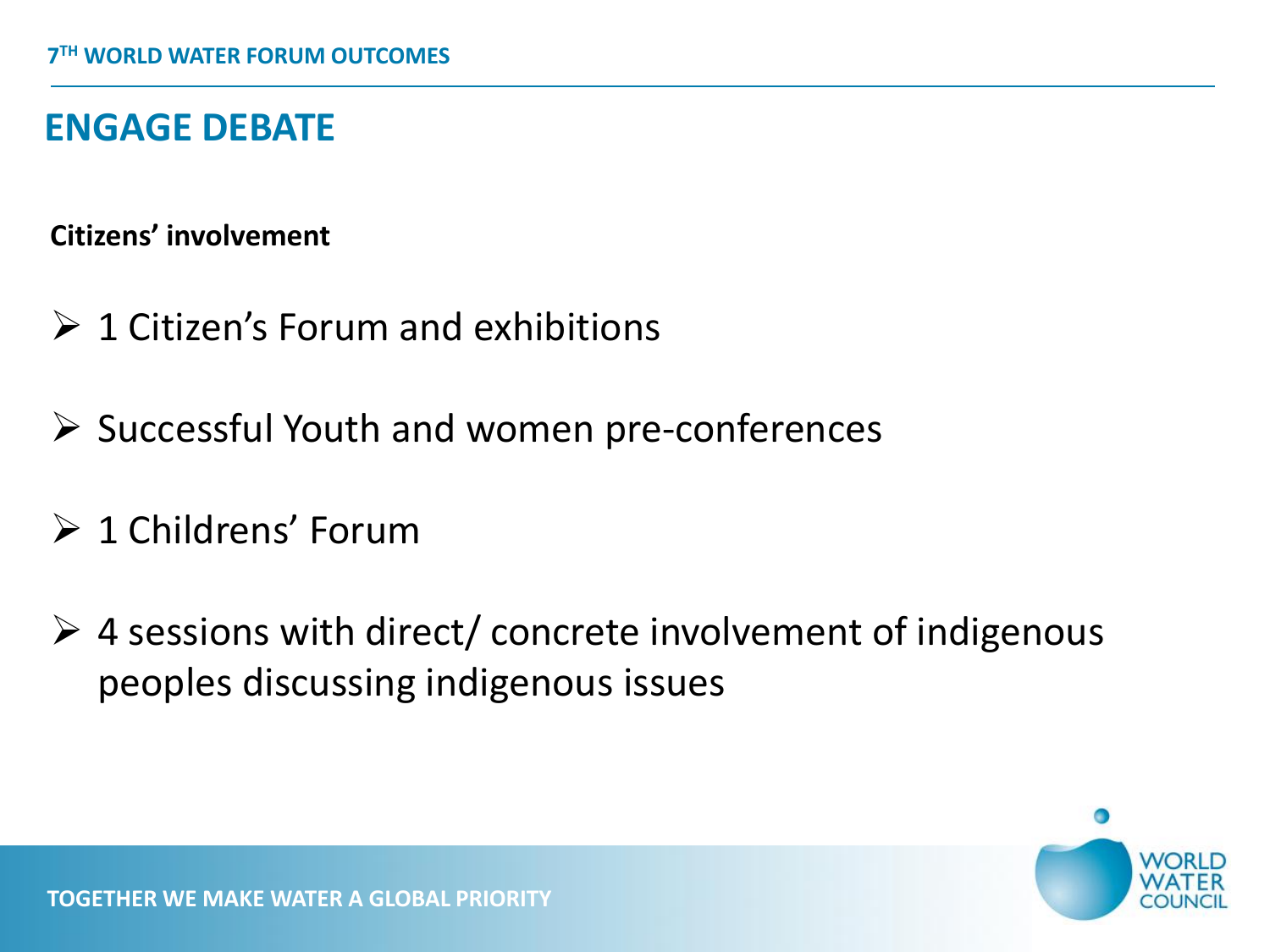## ENGAGE DEBATE

**Citizens' involvement**

- 1 Citizen's Forum and exhibitions
- Successful Youth and women pre-conferences
- 1 Childrens' Forum
- 4 sessions with direct/ concrete involvement of indigenous peoples discussing indigenous issues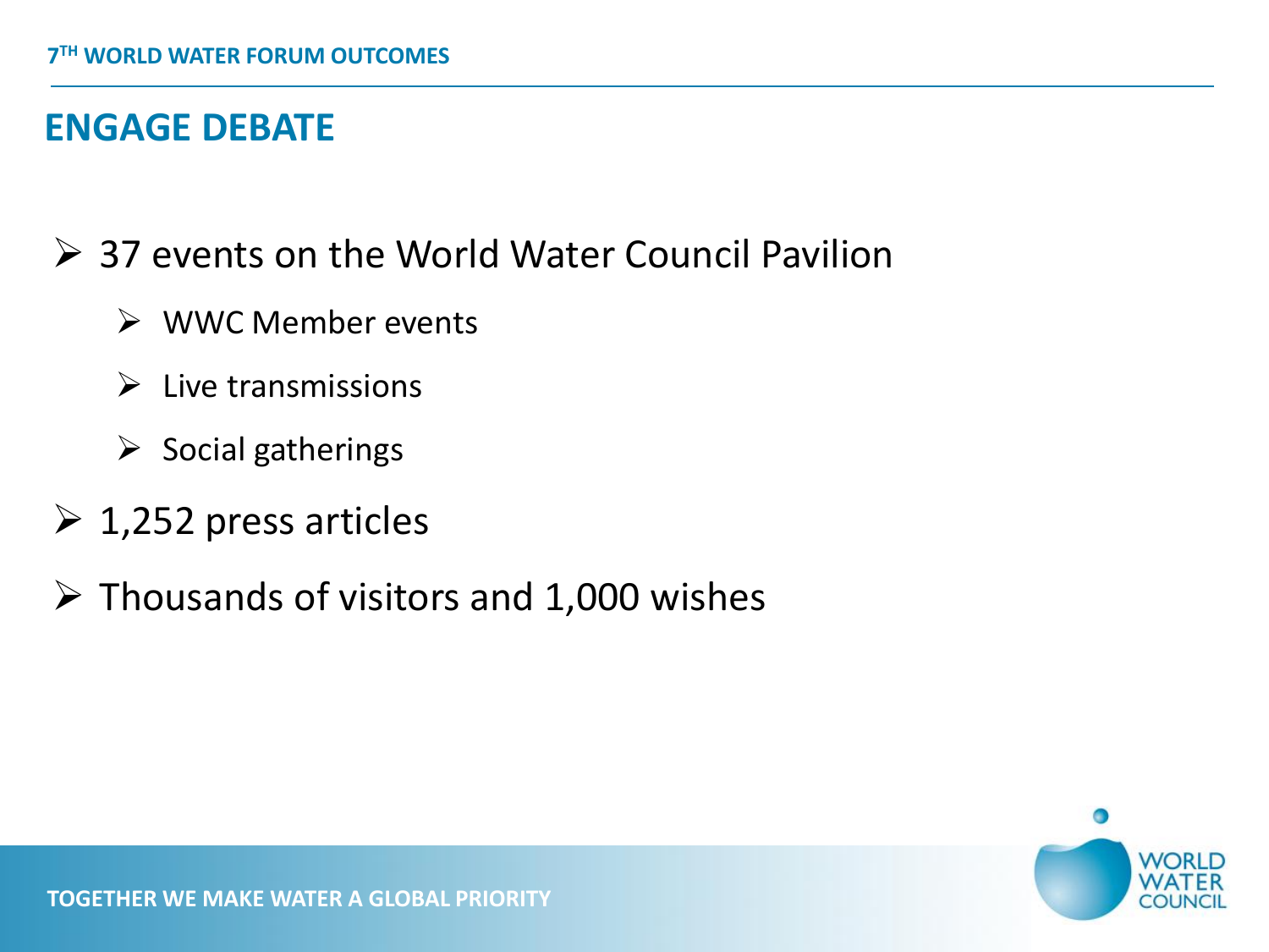## ENGAGE DEBATE

- 37 events on the World Water Council Pavilion
  - WWC Member events
  - Live transmissions
  - Social gatherings
- 1,252 press articles
- Thousands of visitors and 1,000 wishes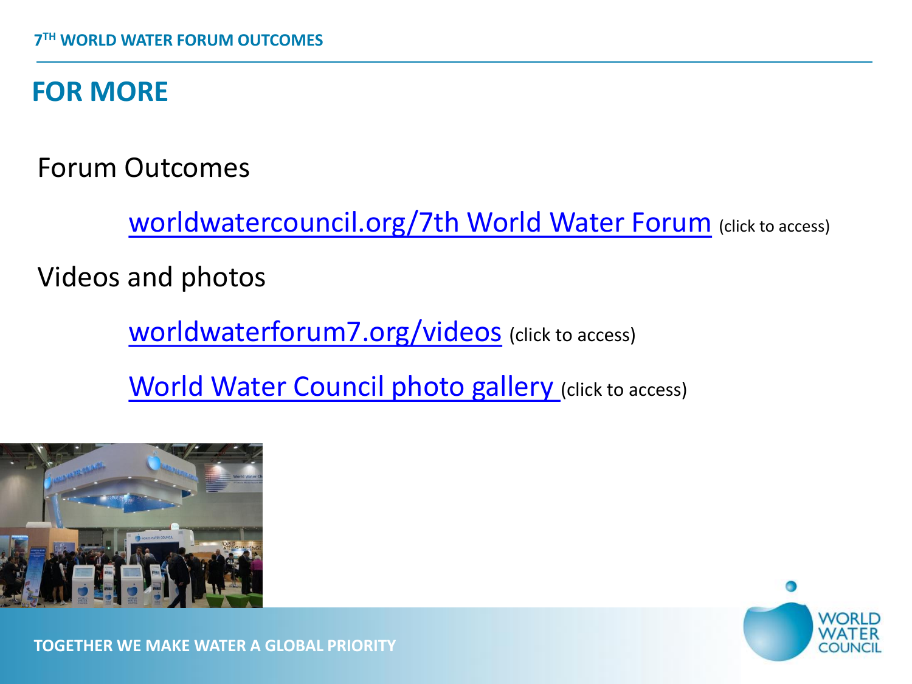## FOR MORE

Forum Outcomes

worldwatercouncil.org/7th World Water Forum (click to access)

Videos and photos

worldwaterforum7.org/videos (click to access)

World Water Council photo gallery (click to access)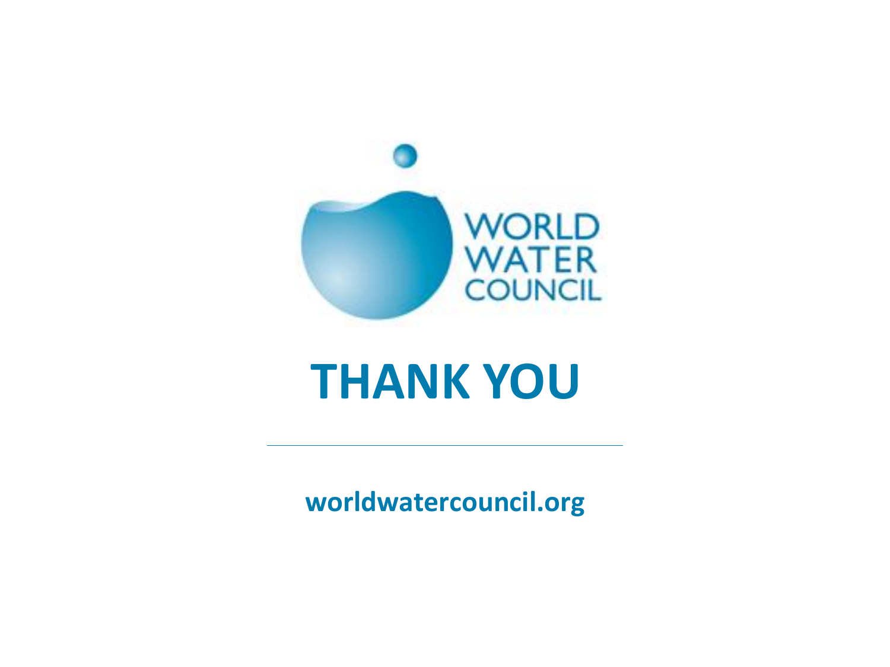WORLD WATER COUNCIL

# THANK YOU

---

**worldwatercouncil.org**